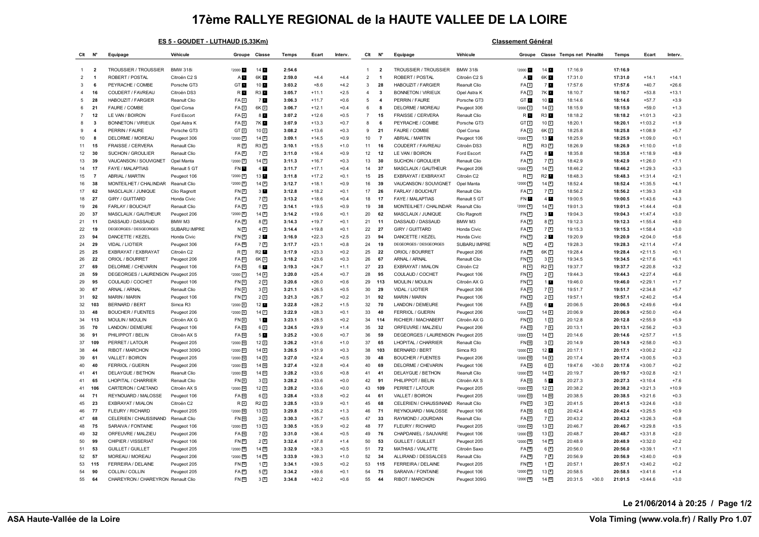# 17ème RALLYE REGIONAL de la HAUTE VALLEE DE LA LOIRE

## ES 5 - GOUDET - LUTHAUD (5,33Km)

| Clt | N° | Equipage | Véhicule | Groupe | Classe | Temps | Ecart | Interv. |
|---|---|---|---|---|---|---|---|---|
| 1 | 2 | TROUSSIER / TROUSSIER | BMW 318i | F2000 1 | 14 1 | 2:54.6 | | |
| 2 | 1 | ROBERT / POSTAL | Citroën C2 S | A 1 | 6K 1 | 2:59.0 | +4.4 | +4.4 |
| 3 | 6 | PEYRACHE / COMBE | Porsche GT3 | GT 1 | 10 1 | 3:03.2 | +8.6 | +4.2 |
| 4 | 16 | COUDERT / FAVREAU | Citroën DS3 | R 1 | R3 1 | 3:05.7 | +11.1 | +2.5 |
| 5 | 28 | HABOUZIT / FARGIER | Reanult Clio | FA 2 | 7 1 | 3:06.3 | +11.7 | +0.6 |
| 6 | 21 | FAURE / COMBE | Opel Corsa | FA 3 | 6K 2 | 3:06.7 | +12.1 | +0.4 |
| 7 | 12 | LE VAN / BOIRON | Ford Escort | FA 4 | 8 1 | 3:07.2 | +12.6 | +0.5 |
| 8 | 3 | BONNETON / VIRIEUX | Opel Astra K | FA 5 | 7K 1 | 3:07.9 | +13.3 | +0.7 |
| 9 | 4 | PERRIN / FAURE | Porsche GT3 | GT 2 | 10 2 | 3:08.2 | +13.6 | +0.3 |
| 10 | 8 | DELORME / MOREAU | Peugeot 306 | F2000 2 | 14 2 | 3:09.1 | +14.5 | +0.9 |
| 11 | 15 | FRAISSE / CERVERA | Renault Clio | R 2 | R3 2 | 3:10.1 | +15.5 | +1.0 |
| 12 | 30 | SUCHON / GROULIER | Renault Clio | FA 6 | 7 2 | 3:11.0 | +16.4 | +0.9 |
| 13 | 39 | VAUCANSON / SOUVIGNET | Opel Manta | F2000 3 | 14 3 | 3:11.3 | +16.7 | +0.3 |
| 14 | 17 | FAYE / MALAPTIAS | Renault 5 GT | FN 1 | 4 1 | 3:11.7 | +17.1 | +0.4 |
| 15 | 7 | ABRIAL / MARTIN | Peugeot 106 | F2000 4 | 13 1 | 3:11.8 | +17.2 | +0.1 |
| 16 | 38 | MONTEILHET / CHALINDAR | Reanult Clio | F2000 5 | 14 4 | 3:12.7 | +18.1 | +0.9 |
| 17 | 62 | MASCLAUX / JUNIQUE | Clio Ragnott | FN 2 | 3 1 | 3:12.8 | +18.2 | +0.1 |
| 18 | 27 | GIRY / GUITTARD | Honda Civic | FA 7 | 7 3 | 3:13.2 | +18.6 | +0.4 |
| 19 | 26 | FARLAY / BOUCHUT | Renault Clio | FA 8 | 7 4 | 3:14.1 | +19.5 | +0.9 |
| 20 | 37 | MASCLAUX / GAUTHEUR | Peugeot 206 | F2000 6 | 14 5 | 3:14.2 | +19.6 | +0.1 |
| 21 | 11 | DASSAUD / DASSAUD | BMW M3 | FA 9 | 8 2 | 3:14.3 | +19.7 | +0.1 |
| 22 | 19 | DEGEORGES / DESGEORGES | SUBARU IMPRE | N 3 | 4 2 | 3:14.4 | +19.8 | +0.1 |
| 23 | 94 | DANCETTE / KEZEL | Honda Civic | FN 4 | 2 1 | 3:16.9 | +22.3 | +2.5 |
| 24 | 29 | VIDAL / LIOTIER | Peugeot 306 | FA 10 | 7 5 | 3:17.7 | +23.1 | +0.8 |
| 25 | 25 | EXBRAYAT / EXBRAYAT | Citroën C2 | R 3 | R2 1 | 3:17.9 | +23.3 | +0.2 |
| 26 | 22 | ORIOL / BOURRET | Peugeot 206 | FA 11 | 6K 3 | 3:18.2 | +23.6 | +0.3 |
| 27 | 69 | DELORME / CHEVARIN | Peugeot 106 | FA 12 | 6 1 | 3:19.3 | +24.7 | +1.1 |
| 28 | 59 | DEGEORGES / LAURENSON | Peugeot 205 | F2000 7 | 14 6 | 3:20.0 | +25.4 | +0.7 |
| 29 | 95 | COULAUD / COCHET | Peugeot 106 | FN 5 | 2 2 | 3:20.6 | +26.0 | +0.6 |
| 30 | 67 | ARNAL / ARNAL | Renault Clio | FN 6 | 3 2 | 3:21.1 | +26.5 | +0.5 |
| 31 | 92 | MARIN / MARIN | Peugeot 106 | FN 7 | 2 3 | 3:21.3 | +26.7 | +0.2 |
| 32 | 103 | BERNARD / BERT | Simca R3 | F2000 8 | 12 1 | 3:22.8 | +28.2 | +1.5 |
| 33 | 48 | BOUCHER / FUENTES | Peugeot 206 | F2000 9 | 14 7 | 3:22.9 | +28.3 | +0.1 |
| 34 | 113 | MOULIN / MOULIN | Citroën AX G | FN 8 | 1 1 | 3:23.1 | +28.5 | +0.2 |
| 35 | 70 | LANDON / DEMEURE | Peugeot 106 | FA 13 | 6 2 | 3:24.5 | +29.9 | +1.4 |
| 36 | 91 | PHILIPPOT / BELIN | Citroën AX S | FA 14 | 5 1 | 3:25.2 | +30.6 | +0.7 |
| 37 | 109 | PERRET / LATOUR | Peugeot 205 | F2000 10 | 12 2 | 3:26.2 | +31.6 | +1.0 |
| 38 | 44 | RIBOT / MARCHON | Peugeot 309G | F2000 11 | 14 8 | 3:26.5 | +31.9 | +0.3 |
| 39 | 61 | VALLET / BOIRON | Peugeot 205 | F2000 12 | 14 9 | 3:27.0 | +32.4 | +0.5 |
| 40 | 40 | FERRIOL / GUERIN | Peugeot 206 | F2000 13 | 14 10 | 3:27.4 | +32.8 | +0.4 |
| 41 | 41 | DELAYGUE / BETHON | Renault Clio | F2000 14 | 14 11 | 3:28.2 | +33.6 | +0.8 |
| 41 | 65 | LHOPITAL / CHARRIER | Renault Clio | FN 9 | 3 3 | 3:28.2 | +33.6 | +0.0 |
| 41 | 106 | CARTERON / CAETANO | Citroën AX S | F2000 14 | 12 3 | 3:28.2 | +33.6 | +0.0 |
| 44 | 71 | REYNOUARD / MALOSSE | Peugeot 106 | FA 15 | 6 3 | 3:28.4 | +33.8 | +0.2 |
| 45 | 23 | EXBRAYAT / MIALON | Citroën C2 | R 4 | R2 2 | 3:28.5 | +33.9 | +0.1 |
| 46 | 77 | FLEURY / RICHARD | Peugeot 205 | F2000 16 | 13 2 | 3:29.8 | +35.2 | +1.3 |
| 47 | 68 | CELERIEN / CHAUSSINAND | Renault Clio | FN 10 | 3 4 | 3:30.3 | +35.7 | +0.5 |
| 48 | 75 | SARAIVA / FONTAINE | Peugeot 106 | F2000 17 | 13 3 | 3:30.5 | +35.9 | +0.2 |
| 49 | 32 | ORFEUVRE / MALZIEU | Peugeot 206 | FA 16 | 7 6 | 3:31.0 | +36.4 | +0.5 |
| 50 | 99 | CHIPIER / VISSERIAT | Peugeot 106 | FN 11 | 2 4 | 3:32.4 | +37.8 | +1.4 |
| 51 | 53 | GUILLET / GUILLET | Peugeot 205 | F2000 18 | 14 12 | 3:32.9 | +38.3 | +0.5 |
| 52 | 57 | MOREAU / MOREAU | Peugeot 206 | F2000 19 | 14 13 | 3:33.9 | +39.3 | +1.0 |
| 53 | 115 | FERREIRA / DELAINE | Peugeot 205 | FN 12 | 1 2 | 3:34.1 | +39.5 | +0.2 |
| 54 | 90 | COLLIN / COLLIN | Peugeot 205 | FA 17 | 5 2 | 3:34.2 | +39.6 | +0.1 |
| 55 | 64 | CHAREYRON / CHAREYRON | Renault Clio | FN 13 | 3 5 | 3:34.8 | +40.2 | +0.6 |

## Classement Général

| Clt | N° | Equipage | Véhicule | Groupe | Classe | Temps net | Pénalité | Temps | Ecart | Interv. |
|---|---|---|---|---|---|---|---|---|---|---|
| 1 | 2 | TROUSSIER / TROUSSIER | BMW 318i | F2000 1 | 14 1 | 17:16.9 | | 17:16.9 | | |
| 2 | 1 | ROBERT / POSTAL | Citroën C2 S | A 1 | 6K 1 | 17:31.0 | | 17:31.0 | +14.1 | +14.1 |
| 3 | 28 | HABOUZIT / FARGIER | Reanult Clio | FA 2 | 7 1 | 17:57.6 | | 17:57.6 | +40.7 | +26.6 |
| 4 | 3 | BONNETON / VIRIEUX | Opel Astra K | FA 3 | 7K 1 | 18:10.7 | | 18:10.7 | +53.8 | +13.1 |
| 5 | 4 | PERRIN / FAURE | Porsche GT3 | GT 1 | 10 1 | 18:14.6 | | 18:14.6 | +57.7 | +3.9 |
| 6 | 8 | DELORME / MOREAU | Peugeot 306 | F2000 2 | 14 2 | 18:15.9 | | 18:15.9 | +59.0 | +1.3 |
| 7 | 15 | FRAISSE / CERVERA | Renault Clio | R 1 | R3 1 | 18:18.2 | | 18:18.2 | +1:01.3 | +2.3 |
| 8 | 6 | PEYRACHE / COMBE | Porsche GT3 | GT 2 | 10 2 | 18:20.1 | | 18:20.1 | +1:03.2 | +1.9 |
| 9 | 21 | FAURE / COMBE | Opel Corsa | FA 4 | 6K 2 | 18:25.8 | | 18:25.8 | +1:08.9 | +5.7 |
| 10 | 7 | ABRIAL / MARTIN | Peugeot 106 | F2000 3 | 13 1 | 18:25.9 | | 18:25.9 | +1:09.0 | +0.1 |
| 11 | 16 | COUDERT / FAVREAU | Citroën DS3 | R 2 | R3 2 | 18:26.9 | | 18:26.9 | +1:10.0 | +1.0 |
| 12 | 12 | LE VAN / BOIRON | Ford Escort | FA 5 | 8 1 | 18:35.8 | | 18:35.8 | +1:18.9 | +8.9 |
| 13 | 30 | SUCHON / GROULIER | Renault Clio | FA 6 | 7 2 | 18:42.9 | | 18:42.9 | +1:26.0 | +7.1 |
| 14 | 37 | MASCLAUX / GAUTHEUR | Peugeot 206 | F2000 4 | 14 3 | 18:46.2 | | 18:46.2 | +1:29.3 | +3.3 |
| 15 | 25 | EXBRAYAT / EXBRAYAT | Citroën C2 | R 3 | R2 1 | 18:48.3 | | 18:48.3 | +1:31.4 | +2.1 |
| 16 | 39 | VAUCANSON / SOUVIGNET | Opel Manta | F2000 5 | 14 4 | 18:52.4 | | 18:52.4 | +1:35.5 | +4.1 |
| 17 | 26 | FARLAY / BOUCHUT | Renault Clio | FA 7 | 7 3 | 18:56.2 | | 18:56.2 | +1:39.3 | +3.8 |
| 18 | 17 | FAYE / MALAPTIAS | Renault 5 GT | FN 1 | 4 1 | 19:00.5 | | 19:00.5 | +1:43.6 | +4.3 |
| 19 | 38 | MONTEILHET / CHALINDAR | Reanult Clio | F2000 6 | 14 5 | 19:01.3 | | 19:01.3 | +1:44.4 | +0.8 |
| 20 | 62 | MASCLAUX / JUNIQUE | Clio Ragnott | FN 2 | 3 1 | 19:04.3 | | 19:04.3 | +1:47.4 | +3.0 |
| 21 | 11 | DASSAUD / DASSAUD | BMW M3 | FA 8 | 8 2 | 19:12.3 | | 19:12.3 | +1:55.4 | +8.0 |
| 22 | 27 | GIRY / GUITTARD | Honda Civic | FA 9 | 7 4 | 19:15.3 | | 19:15.3 | +1:58.4 | +3.0 |
| 23 | 94 | DANCETTE / KEZEL | Honda Civic | FN 3 | 2 1 | 19:20.9 | | 19:20.9 | +2:04.0 | +5.6 |
| 24 | 19 | DEGEORGES / DESGEORGES | SUBARU IMPRE | N 4 | 4 2 | 19:28.3 | | 19:28.3 | +2:11.4 | +7.4 |
| 25 | 22 | ORIOL / BOURRET | Peugeot 206 | FA 10 | 6K 3 | 19:28.4 | | 19:28.4 | +2:11.5 | +0.1 |
| 26 | 67 | ARNAL / ARNAL | Renault Clio | FN 5 | 3 2 | 19:34.5 | | 19:34.5 | +2:17.6 | +6.1 |
| 27 | 23 | EXBRAYAT / MIALON | Citroën C2 | R 4 | R2 2 | 19:37.7 | | 19:37.7 | +2:20.8 | +3.2 |
| 28 | 95 | COULAUD / COCHET | Peugeot 106 | FN 6 | 2 2 | 19:44.3 | | 19:44.3 | +2:27.4 | +6.6 |
| 29 | 113 | MOULIN / MOULIN | Citroën AX G | FN 7 | 1 1 | 19:46.0 | | 19:46.0 | +2:29.1 | +1.7 |
| 30 | 29 | VIDAL / LIOTIER | Peugeot 306 | FA 11 | 7 5 | 19:51.7 | | 19:51.7 | +2:34.8 | +5.7 |
| 31 | 92 | MARIN / MARIN | Peugeot 106 | FN 8 | 2 3 | 19:57.1 | | 19:57.1 | +2:40.2 | +5.4 |
| 32 | 70 | LANDON / DEMEURE | Peugeot 106 | FA 12 | 6 1 | 20:06.5 | | 20:06.5 | +2:49.6 | +9.4 |
| 33 | 40 | FERRIOL / GUERIN | Peugeot 206 | F2000 7 | 14 6 | 20:06.9 | | 20:06.9 | +2:50.0 | +0.4 |
| 34 | 114 | RICHIER / MACHABERT | Citroën AX G | FN 9 | 1 2 | 20:12.8 | | 20:12.8 | +2:55.9 | +5.9 |
| 35 | 32 | ORFEUVRE / MALZIEU | Peugeot 206 | FA 13 | 7 6 | 20:13.1 | | 20:13.1 | +2:56.2 | +0.3 |
| 36 | 59 | DEGEORGES / LAURENSON | Peugeot 205 | F2000 8 | 14 7 | 20:14.6 | | 20:14.6 | +2:57.7 | +1.5 |
| 37 | 65 | LHOPITAL / CHARRIER | Renault Clio | FN 10 | 3 3 | 20:14.9 | | 20:14.9 | +2:58.0 | +0.3 |
| 38 | 103 | BERNARD / BERT | Simca R3 | F2000 9 | 12 1 | 20:17.1 | | 20:17.1 | +3:00.2 | +2.2 |
| 39 | 48 | BOUCHER / FUENTES | Peugeot 206 | F2000 10 | 14 8 | 20:17.4 | | 20:17.4 | +3:00.5 | +0.3 |
| 40 | 69 | DELORME / CHEVARIN | Peugeot 106 | FA 14 | 6 2 | 19:47.6 | +30.0 | 20:17.6 | +3:00.7 | +0.2 |
| 41 | 41 | DELAYGUE / BETHON | Renault Clio | F2000 11 | 14 9 | 20:19.7 | | 20:19.7 | +3:02.8 | +2.1 |
| 42 | 91 | PHILIPPOT / BELIN | Citroën AX S | FA 15 | 5 1 | 20:27.3 | | 20:27.3 | +3:10.4 | +7.6 |
| 43 | 109 | PERRET / LATOUR | Peugeot 205 | F2000 12 | 12 2 | 20:38.2 | | 20:38.2 | +3:21.3 | +10.9 |
| 44 | 61 | VALLET / BOIRON | Peugeot 205 | F2000 13 | 14 10 | 20:38.5 | | 20:38.5 | +3:21.6 | +0.3 |
| 45 | 68 | CELERIEN / CHAUSSINAND | Renault Clio | FN 11 | 3 4 | 20:41.5 | | 20:41.5 | +3:24.6 | +3.0 |
| 46 | 71 | REYNOUARD / MALOSSE | Peugeot 106 | FA 16 | 6 3 | 20:42.4 | | 20:42.4 | +3:25.5 | +0.9 |
| 47 | 33 | RAYMOND / JOURDAIN | Reanult Clio | FA 17 | 7 7 | 20:43.2 | | 20:43.2 | +3:26.3 | +0.8 |
| 48 | 77 | FLEURY / RICHARD | Peugeot 205 | F2000 14 | 13 2 | 20:46.7 | | 20:46.7 | +3:29.8 | +3.5 |
| 49 | 76 | CHAPDANIEL / SAUVAIRE | Peugeot 106 | F2000 15 | 13 3 | 20:48.7 | | 20:48.7 | +3:31.8 | +2.0 |
| 50 | 53 | GUILLET / GUILLET | Peugeot 205 | F2000 16 | 14 11 | 20:48.9 | | 20:48.9 | +3:32.0 | +0.2 |
| 51 | 72 | MATHIAS / VIALATTE | Citroën Saxo | FA 18 | 6 4 | 20:56.0 | | 20:56.0 | +3:39.1 | +7.1 |
| 52 | 34 | ALLIRAND / DESSALCES | Renault Clio | FA 19 | 7 8 | 20:56.9 | | 20:56.9 | +3:40.0 | +0.9 |
| 53 | 115 | FERREIRA / DELAINE | Peugeot 205 | FN 12 | 1 3 | 20:57.1 | | 20:57.1 | +3:40.2 | +0.2 |
| 54 | 75 | SARAIVA / FONTAINE | Peugeot 106 | F2000 17 | 13 4 | 20:58.5 | | 20:58.5 | +3:41.6 | +1.4 |
| 55 | 44 | RIBOT / MARCHON | Peugeot 309G | F2000 18 | 14 12 | 20:31.5 | +30.0 | 21:01.5 | +3:44.6 | +3.0 |

Le 21/06/2014 à 20:25

ASA Haute-Vallée de la Loire — Vola Timing (www.vola.fr) / Rally Pro 1.07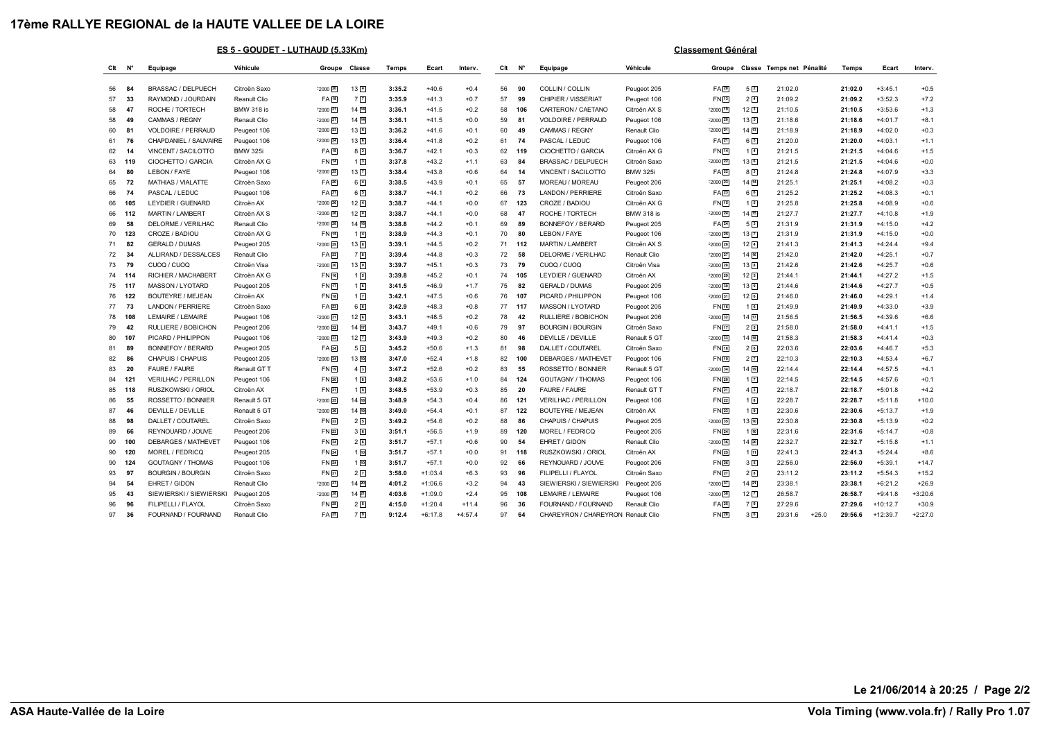# 17ème RALLYE REGIONAL de la HAUTE VALLEE DE LA LOIRE

## ES 5 - GOUDET - LUTHAUD (5,33Km)

| Clt | N° | Equipage | Véhicule | Groupe | Classe | Temps | Ecart | Interv. |
|---|---|---|---|---|---|---|---|---|
| 56 | 84 | BRASSAC / DELPUECH | Citroën Saxo | F2000 20 | 13 4 | 3:35.2 | +40.6 | +0.4 |
| 57 | 33 | RAYMOND / JOURDAIN | Reanult Clio | FA 18 | 7 7 | 3:35.9 | +41.3 | +0.7 |
| 58 | 47 | ROCHE / TORTECH | BMW 318 is | F2000 21 | 14 14 | 3:36.1 | +41.5 | +0.2 |
| 58 | 49 | CAMMAS / REGNY | Renault Clio | F2000 21 | 14 14 | 3:36.1 | +41.5 | +0.0 |
| 60 | 81 | VOLDOIRE / PERRAUD | Peugeot 106 | F2000 23 | 13 5 | 3:36.2 | +41.6 | +0.1 |
| 61 | 76 | CHAPDANIEL / SAUVAIRE | Peugeot 106 | F2000 24 | 13 6 | 3:36.4 | +41.8 | +0.2 |
| 62 | 14 | VINCENT / SACILOTTO | BMW 325i | FA 19 | 8 3 | 3:36.7 | +42.1 | +0.3 |
| 63 | 119 | CIOCHETTO / GARCIA | Citroën AX G | FN 14 | 1 3 | 3:37.8 | +43.2 | +1.1 |
| 64 | 80 | LEBON / FAYE | Peugeot 106 | F2000 25 | 13 7 | 3:38.4 | +43.8 | +0.6 |
| 65 | 72 | MATHIAS / VIALATTE | Citroën Saxo | FA 20 | 6 4 | 3:38.5 | +43.9 | +0.1 |
| 66 | 74 | PASCAL / LEDUC | Peugeot 106 | FA 21 | 6 5 | 3:38.7 | +44.1 | +0.2 |
| 66 | 105 | LEYDIER / GUENARD | Citroën AX | F2000 26 | 12 4 | 3:38.7 | +44.1 | +0.0 |
| 66 | 112 | MARTIN / LAMBERT | Citroën AX S | F2000 26 | 12 4 | 3:38.7 | +44.1 | +0.0 |
| 69 | 58 | DELORME / VERILHAC | Renault Clio | F2000 28 | 14 16 | 3:38.8 | +44.2 | +0.1 |
| 70 | 123 | CROZE / BADIOU | Citroën AX G | FN 15 | 1 4 | 3:38.9 | +44.3 | +0.1 |
| 71 | 82 | GERALD / DUMAS | Peugeot 205 | F2000 29 | 13 8 | 3:39.1 | +44.5 | +0.2 |
| 72 | 34 | ALLIRAND / DESSALCES | Renault Clio | FA 22 | 7 8 | 3:39.4 | +44.8 | +0.3 |
| 73 | 79 | CUOQ / CUOQ | Citroën Visa | F2000 30 | 13 9 | 3:39.7 | +45.1 | +0.3 |
| 74 | 114 | RICHIER / MACHABERT | Citroën AX G | FN 16 | 1 5 | 3:39.8 | +45.2 | +0.1 |
| 75 | 117 | MASSON / LYOTARD | Peugeot 205 | FN 17 | 1 6 | 3:41.5 | +46.9 | +1.7 |
| 76 | 122 | BOUTEYRE / MEJEAN | Citroën AX | FN 18 | 1 7 | 3:42.1 | +47.5 | +0.6 |
| 77 | 73 | LANDON / PERRIERE | Citroën Saxo | FA 23 | 6 6 | 3:42.9 | +48.3 | +0.8 |
| 78 | 108 | LEMAIRE / LEMAIRE | Peugeot 106 | F2000 31 | 12 6 | 3:43.1 | +48.5 | +0.2 |
| 79 | 42 | RULLIERE / BOBICHON | Peugeot 206 | F2000 32 | 14 17 | 3:43.7 | +49.1 | +0.6 |
| 80 | 107 | PICARD / PHILIPPON | Peugeot 106 | F2000 33 | 12 7 | 3:43.9 | +49.3 | +0.2 |
| 81 | 89 | BONNEFOY / BERARD | Peugeot 205 | FA 24 | 5 2 | 3:45.2 | +50.6 | +1.3 |
| 82 | 86 | CHAPUIS / CHAPUIS | Peugeot 205 | F2000 34 | 13 10 | 3:47.0 | +52.4 | +1.8 |
| 83 | 20 | FAURE / FAURE | Renault GT T | FN 19 | 4 3 | 3:47.2 | +52.6 | +0.2 |
| 84 | 121 | VERILHAC / PERILLON | Peugeot 106 | FN 20 | 1 8 | 3:48.2 | +53.6 | +1.0 |
| 85 | 118 | RUSZKOWSKI / ORIOL | Citroën AX | FN 21 | 1 9 | 3:48.5 | +53.9 | +0.3 |
| 86 | 55 | ROSSETTO / BONNIER | Renault 5 GT | F2000 35 | 14 18 | 3:48.9 | +54.3 | +0.4 |
| 87 | 46 | DEVILLE / DEVILLE | Renault 5 GT | F2000 36 | 14 19 | 3:49.0 | +54.4 | +0.1 |
| 88 | 98 | DALLET / COUTAREL | Citroën Saxo | FN 22 | 2 5 | 3:49.2 | +54.6 | +0.2 |
| 89 | 66 | REYNOUARD / JOUVE | Peugeot 206 | FN 23 | 3 6 | 3:51.1 | +56.5 | +1.9 |
| 90 | 100 | DEBARGES / MATHEVET | Peugeot 106 | FN 24 | 2 6 | 3:51.7 | +57.1 | +0.6 |
| 90 | 120 | MOREL / FEDRICQ | Peugeot 205 | FN 24 | 1 10 | 3:51.7 | +57.1 | +0.0 |
| 90 | 124 | GOUTAGNY / THOMAS | Peugeot 106 | FN 24 | 1 10 | 3:51.7 | +57.1 | +0.0 |
| 93 | 97 | BOURGIN / BOURGIN | Citroën Saxo | FN 27 | 2 7 | 3:58.0 | +1:03.4 | +6.3 |
| 94 | 54 | EHRET / GIDON | Renault Clio | F2000 37 | 14 20 | 4:01.2 | +1:06.6 | +3.2 |
| 95 | 43 | SIEWIERSKI / SIEWIERSKI | Peugeot 205 | F2000 38 | 14 21 | 4:03.6 | +1:09.0 | +2.4 |
| 96 | 96 | FILIPELLI / FLAYOL | Citroën Saxo | FN 28 | 2 8 | 4:15.0 | +1:20.4 | +11.4 |
| 97 | 36 | FOURNAND / FOURNAND | Renault Clio | FA 25 | 7 9 | 9:12.4 | +6:17.8 | +4:57.4 |

## Classement Général

| Clt | N° | Equipage | Véhicule | Groupe | Classe | Temps net | Pénalité | Temps | Ecart | Interv. |
|---|---|---|---|---|---|---|---|---|---|---|
| 56 | 90 | COLLIN / COLLIN | Peugeot 205 | FA 20 | 5 2 | 21:02.0 | | 21:02.0 | +3:45.1 | +0.5 |
| 57 | 99 | CHIPIER / VISSERIAT | Peugeot 106 | FN 13 | 2 4 | 21:09.2 | | 21:09.2 | +3:52.3 | +7.2 |
| 58 | 106 | CARTERON / CAETANO | Citroën AX S | F2000 19 | 12 3 | 21:10.5 | | 21:10.5 | +3:53.6 | +1.3 |
| 59 | 81 | VOLDOIRE / PERRAUD | Peugeot 106 | F2000 20 | 13 5 | 21:18.6 | | 21:18.6 | +4:01.7 | +8.1 |
| 60 | 49 | CAMMAS / REGNY | Renault Clio | F2000 21 | 14 13 | 21:18.9 | | 21:18.9 | +4:02.0 | +0.3 |
| 61 | 74 | PASCAL / LEDUC | Peugeot 106 | FA 21 | 6 5 | 21:20.0 | | 21:20.0 | +4:03.1 | +1.1 |
| 62 | 119 | CIOCHETTO / GARCIA | Citroën AX G | FN 14 | 1 4 | 21:21.5 | | 21:21.5 | +4:04.6 | +1.5 |
| 63 | 84 | BRASSAC / DELPUECH | Citroën Saxo | F2000 22 | 13 6 | 21:21.5 | | 21:21.5 | +4:04.6 | +0.0 |
| 64 | 14 | VINCENT / SACILOTTO | BMW 325i | FA 22 | 8 3 | 21:24.8 | | 21:24.8 | +4:07.9 | +3.3 |
| 65 | 57 | MOREAU / MOREAU | Peugeot 206 | F2000 23 | 14 14 | 21:25.1 | | 21:25.1 | +4:08.2 | +0.3 |
| 66 | 73 | LANDON / PERRIERE | Citroën Saxo | FA 23 | 6 6 | 21:25.2 | | 21:25.2 | +4:08.3 | +0.1 |
| 67 | 123 | CROZE / BADIOU | Citroën AX G | FN 15 | 1 5 | 21:25.8 | | 21:25.8 | +4:08.9 | +0.6 |
| 68 | 47 | ROCHE / TORTECH | BMW 318 is | F2000 24 | 14 15 | 21:27.7 | | 21:27.7 | +4:10.8 | +1.9 |
| 69 | 89 | BONNEFOY / BERARD | Peugeot 205 | FA 24 | 5 3 | 21:31.9 | | 21:31.9 | +4:15.0 | +4.2 |
| 70 | 80 | LEBON / FAYE | Peugeot 106 | F2000 25 | 13 7 | 21:31.9 | | 21:31.9 | +4:15.0 | +0.0 |
| 71 | 112 | MARTIN / LAMBERT | Citroën AX S | F2000 26 | 12 4 | 21:41.3 | | 21:41.3 | +4:24.4 | +9.4 |
| 72 | 58 | DELORME / VERILHAC | Renault Clio | F2000 27 | 14 16 | 21:42.0 | | 21:42.0 | +4:25.1 | +0.7 |
| 73 | 79 | CUOQ / CUOQ | Citroën Visa | F2000 28 | 13 8 | 21:42.6 | | 21:42.6 | +4:25.7 | +0.6 |
| 74 | 105 | LEYDIER / GUENARD | Citroën AX | F2000 29 | 12 5 | 21:44.1 | | 21:44.1 | +4:27.2 | +1.5 |
| 75 | 82 | GERALD / DUMAS | Peugeot 205 | F2000 30 | 13 9 | 21:44.6 | | 21:44.6 | +4:27.7 | +0.5 |
| 76 | 107 | PICARD / PHILIPPON | Peugeot 106 | F2000 31 | 12 6 | 21:46.0 | | 21:46.0 | +4:29.1 | +1.4 |
| 77 | 117 | MASSON / LYOTARD | Peugeot 205 | FN 16 | 1 6 | 21:49.9 | | 21:49.9 | +4:33.0 | +3.9 |
| 78 | 42 | RULLIERE / BOBICHON | Peugeot 206 | F2000 32 | 14 17 | 21:56.5 | | 21:56.5 | +4:39.6 | +6.6 |
| 79 | 97 | BOURGIN / BOURGIN | Citroën Saxo | FN 17 | 2 5 | 21:58.0 | | 21:58.0 | +4:41.1 | +1.5 |
| 80 | 46 | DEVILLE / DEVILLE | Renault 5 GT | F2000 33 | 14 18 | 21:58.3 | | 21:58.3 | +4:41.4 | +0.3 |
| 81 | 98 | DALLET / COUTAREL | Citroën Saxo | FN 18 | 2 6 | 22:03.6 | | 22:03.6 | +4:46.7 | +5.3 |
| 82 | 100 | DEBARGES / MATHEVET | Peugeot 106 | FN 19 | 2 7 | 22:10.3 | | 22:10.3 | +4:53.4 | +6.7 |
| 83 | 55 | ROSSETTO / BONNIER | Renault 5 GT | F2000 34 | 14 19 | 22:14.4 | | 22:14.4 | +4:57.5 | +4.1 |
| 84 | 124 | GOUTAGNY / THOMAS | Peugeot 106 | FN 20 | 1 7 | 22:14.5 | | 22:14.5 | +4:57.6 | +0.1 |
| 85 | 20 | FAURE / FAURE | Renault GT T | FN 21 | 4 3 | 22:18.7 | | 22:18.7 | +5:01.8 | +4.2 |
| 86 | 121 | VERILHAC / PERILLON | Peugeot 106 | FN 22 | 1 8 | 22:28.7 | | 22:28.7 | +5:11.8 | +10.0 |
| 87 | 122 | BOUTEYRE / MEJEAN | Citroën AX | FN 23 | 1 9 | 22:30.6 | | 22:30.6 | +5:13.7 | +1.9 |
| 88 | 86 | CHAPUIS / CHAPUIS | Peugeot 205 | F2000 35 | 13 10 | 22:30.8 | | 22:30.8 | +5:13.9 | +0.2 |
| 89 | 120 | MOREL / FEDRICQ | Peugeot 205 | FN 24 | 1 10 | 22:31.6 | | 22:31.6 | +5:14.7 | +0.8 |
| 90 | 54 | EHRET / GIDON | Renault Clio | F2000 36 | 14 20 | 22:32.7 | | 22:32.7 | +5:15.8 | +1.1 |
| 91 | 118 | RUSZKOWSKI / ORIOL | Citroën AX | FN 25 | 1 11 | 22:41.3 | | 22:41.3 | +5:24.4 | +8.6 |
| 92 | 66 | REYNOUARD / JOUVE | Peugeot 206 | FN 26 | 3 5 | 22:56.0 | | 22:56.0 | +5:39.1 | +14.7 |
| 93 | 96 | FILIPELLI / FLAYOL | Citroën Saxo | FN 27 | 2 8 | 23:11.2 | | 23:11.2 | +5:54.3 | +15.2 |
| 94 | 43 | SIEWIERSKI / SIEWIERSKI | Peugeot 205 | F2000 37 | 14 21 | 23:38.1 | | 23:38.1 | +6:21.2 | +26.9 |
| 95 | 108 | LEMAIRE / LEMAIRE | Peugeot 106 | F2000 38 | 12 7 | 26:58.7 | | 26:58.7 | +9:41.8 | +3:20.6 |
| 96 | 36 | FOURNAND / FOURNAND | Renault Clio | FA 25 | 7 9 | 27:29.6 | | 27:29.6 | +10:12.7 | +30.9 |
| 97 | 64 | CHAREYRON / CHAREYRON | Renault Clio | FN 28 | 3 6 | 29:31.6 | +25.0 | 29:56.6 | +12:39.7 | +2:27.0 |

Le 21/06/2014 à 20:25

ASA Haute-Vallée de la Loire

Vola Timing (www.vola.fr) / Rally Pro 1.07